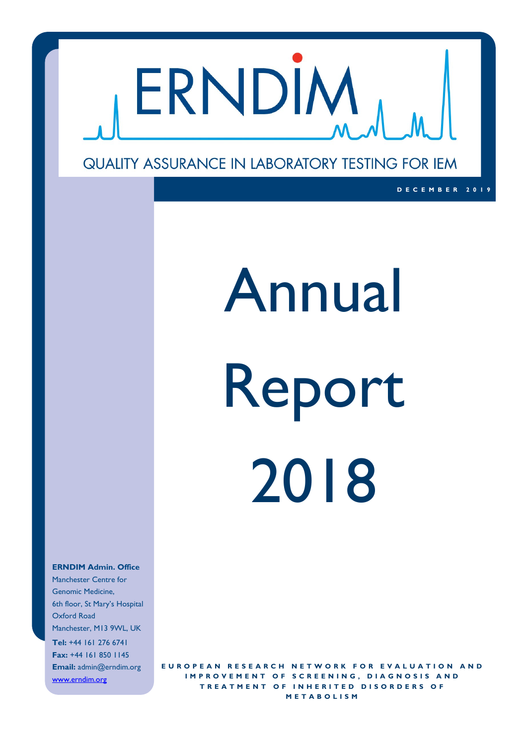# ERNDIM

QUALITY ASSURANCE IN LABORATORY TESTING FOR IEM

DECEMBER 2019

# Annual Report 2018

**ERNDIM Admin. Office**
Manchester Centre for Genomic Medicine,
6th floor, St Mary's Hospital
Oxford Road
Manchester, M13 9WL, UK
**Tel:** +44 161 276 6741
**Fax:** +44 161 850 1145
**Email:** admin@erndim.org
www.erndim.org

EUROPEAN RESEARCH NETWORK FOR EVALUATION AND IMPROVEMENT OF SCREENING, DIAGNOSIS AND TREATMENT OF INHERITED DISORDERS OF METABOLISM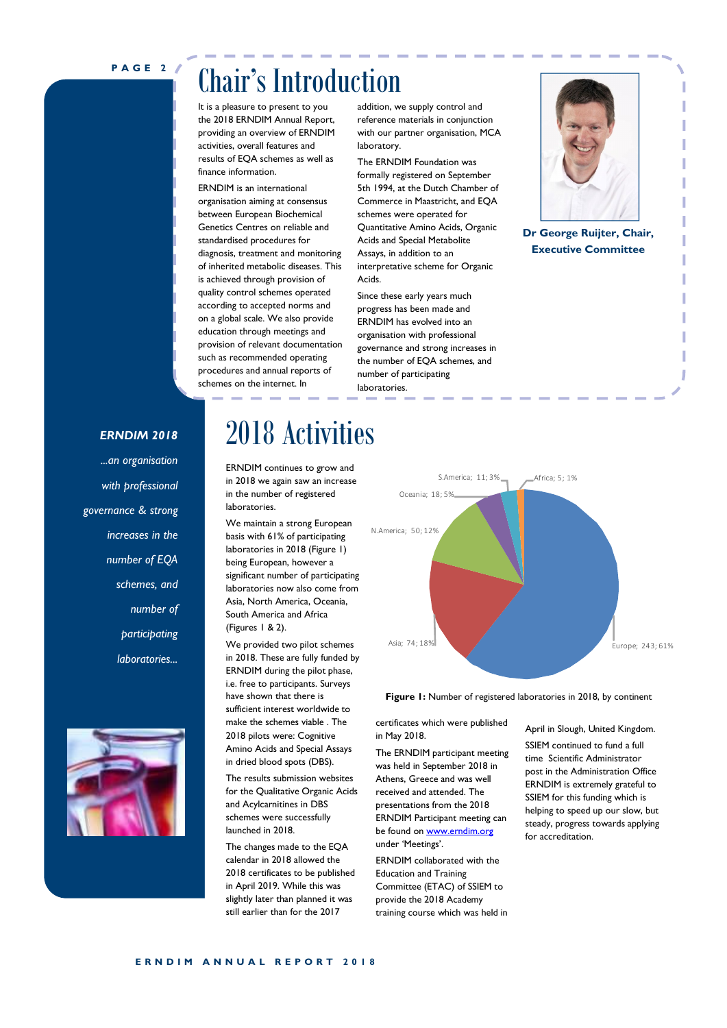# Chair's Introduction

It is a pleasure to present to you the 2018 ERNDIM Annual Report, providing an overview of ERNDIM activities, overall features and results of EQA schemes as well as finance information.

ERNDIM is an international organisation aiming at consensus between European Biochemical Genetics Centres on reliable and standardised procedures for diagnosis, treatment and monitoring of inherited metabolic diseases. This is achieved through provision of quality control schemes operated according to accepted norms and on a global scale. We also provide education through meetings and provision of relevant documentation such as recommended operating procedures and annual reports of schemes on the internet. In addition, we supply control and reference materials in conjunction with our partner organisation, MCA laboratory.

The ERNDIM Foundation was formally registered on September 5th 1994, at the Dutch Chamber of Commerce in Maastricht, and EQA schemes were operated for Quantitative Amino Acids, Organic Acids and Special Metabolite Assays, in addition to an interpretative scheme for Organic Acids.

Since these early years much progress has been made and ERNDIM has evolved into an organisation with professional governance and strong increases in the number of EQA schemes, and number of participating laboratories.

**Dr George Ruijter, Chair, Executive Committee**

***ERNDIM 2018***

*...an organisation with professional governance & strong increases in the number of EQA schemes, and number of participating laboratories...*

# 2018 Activities

ERNDIM continues to grow and in 2018 we again saw an increase in the number of registered laboratories.

We maintain a strong European basis with 61% of participating laboratories in 2018 (Figure 1) being European, however a significant number of participating laboratories now also come from Asia, North America, Oceania, South America and Africa (Figures 1 & 2).

We provided two pilot schemes in 2018. These are fully funded by ERNDIM during the pilot phase, i.e. free to participants. Surveys have shown that there is sufficient interest worldwide to make the schemes viable . The 2018 pilots were: Cognitive Amino Acids and Special Assays in dried blood spots (DBS).

The results submission websites for the Qualitative Organic Acids and Acylcarnitines in DBS schemes were successfully launched in 2018.

The changes made to the EQA calendar in 2018 allowed the 2018 certificates to be published in April 2019. While this was slightly later than planned it was still earlier than for the 2017 certificates which were published in May 2018.

The ERNDIM participant meeting was held in September 2018 in Athens, Greece and was well received and attended. The presentations from the 2018 ERNDIM Participant meeting can be found on www.erndim.org under 'Meetings'.

ERNDIM collaborated with the Education and Training Committee (ETAC) of SSIEM to provide the 2018 Academy training course which was held in April in Slough, United Kingdom.

SSIEM continued to fund a full time Scientific Administrator post in the Administration Office ERNDIM is extremely grateful to SSIEM for this funding which is helping to speed up our slow, but steady, progress towards applying for accreditation.

| Continent | Number | % |
|---|---|---|
| Europe | 243 | 61% |
| Asia | 74 | 18% |
| N.America | 50 | 12% |
| Oceania | 18 | 5% |
| S.America | 11 | 3% |
| Africa | 5 | 1% |

**Figure 1:** Number of registered laboratories in 2018, by continent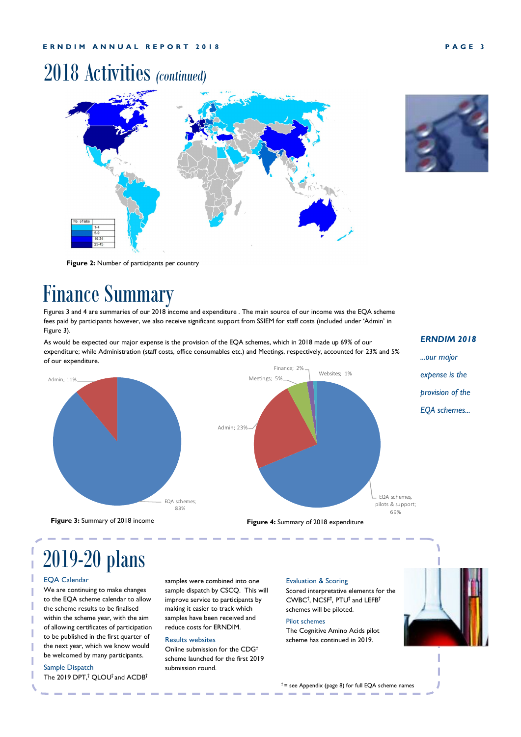# 2018 Activities *(continued)*

| No. of labs |
| --- |
| 1-4 |
| 5-9 |
| 10-24 |
| 25-45 |

**Figure 2:** Number of participants per country

# Finance Summary

Figures 3 and 4 are summaries of our 2018 income and expenditure . The main source of our income was the EQA scheme fees paid by participants however, we also receive significant support from SSIEM for staff costs (included under 'Admin' in Figure 3).

As would be expected our major expense is the provision of the EQA schemes, which in 2018 made up 69% of our expenditure; while Administration (staff costs, office consumables etc.) and Meetings, respectively, accounted for 23% and 5% of our expenditure.

***ERNDIM 2018***

*...our major expense is the provision of the EQA schemes...*

Admin; 11%

EQA schemes; 83%

**Figure 3:** Summary of 2018 income

Finance; 2%

Websites; 1%

Meetings; 5%

Admin; 23%

EQA schemes, pilots & support; 69%

**Figure 4:** Summary of 2018 expenditure

# 2019-20 plans

### EQA Calendar

We are continuing to make changes to the EQA scheme calendar to allow the scheme results to be finalised within the scheme year, with the aim of allowing certificates of participation to be published in the first quarter of the next year, which we know would be welcomed by many participants.

### Sample Dispatch

The 2019 DPT,† QLOU† and ACDB† samples were combined into one sample dispatch by CSCQ. This will improve service to participants by making it easier to track which samples have been received and reduce costs for ERNDIM.

### Results websites

Online submission for the CDG† scheme launched for the first 2019 submission round.

### Evaluation & Scoring

Scored interpretative elements for the CWBC†, NCSF†, PTU† and LEFB† schemes will be piloted.

### Pilot schemes

The Cognitive Amino Acids pilot scheme has continued in 2019.

† = see Appendix (page 8) for full EQA scheme names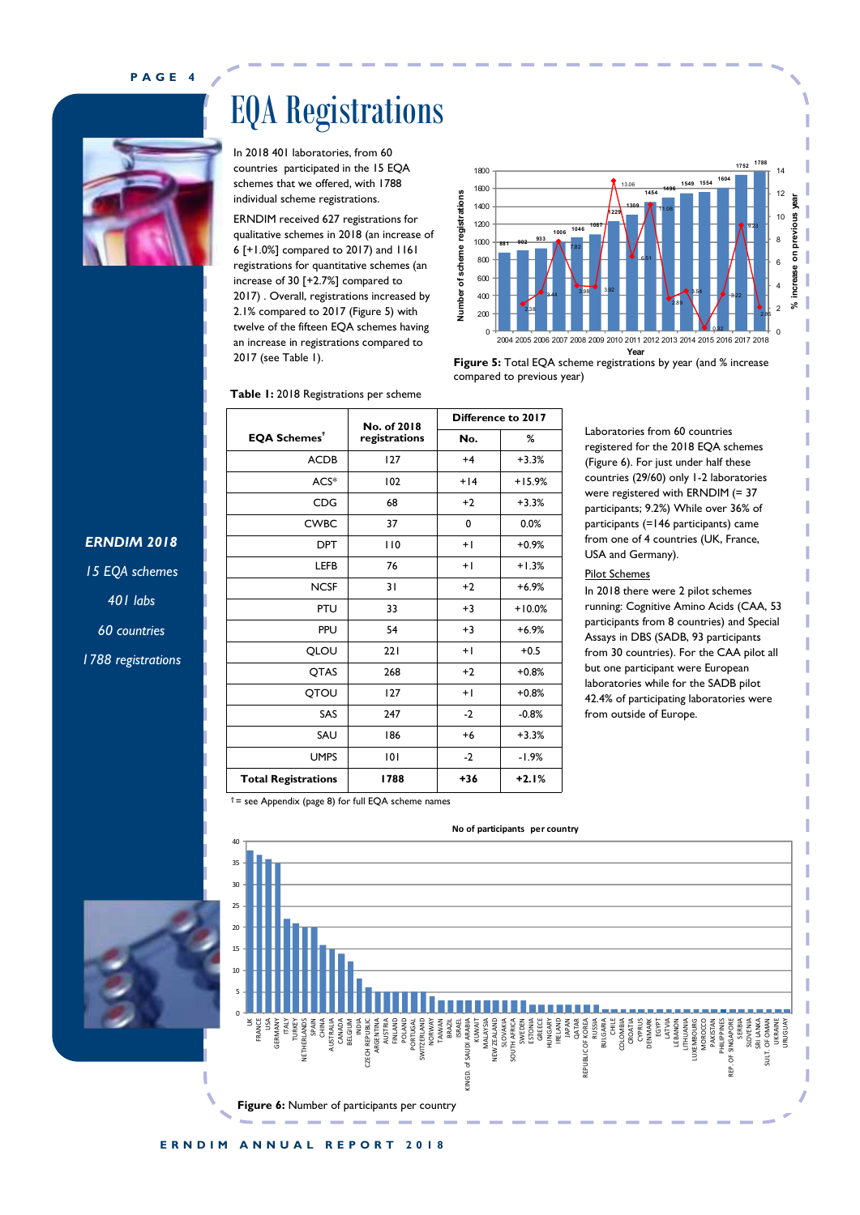# EQA Registrations

In 2018 401 laboratories, from 60 countries participated in the 15 EQA schemes that we offered, with 1788 individual scheme registrations.

ERNDIM received 627 registrations for qualitative schemes in 2018 (an increase of 6 [+1.0%] compared to 2017) and 1161 registrations for quantitative schemes (an increase of 30 [+2.7%] compared to 2017) . Overall, registrations increased by 2.1% compared to 2017 (Figure 5) with twelve of the fifteen EQA schemes having an increase in registrations compared to 2017 (see Table 1).

**Figure 5:** Total EQA scheme registrations by year (and % increase compared to previous year)

**Table 1:** 2018 Registrations per scheme

| EQA Schemes[†] | No. of 2018 registrations | Difference to 2017 | |
|---|---|---|---|
| | | **No.** | **%** |
| ACDB | 127 | +4 | +3.3% |
| ACS* | 102 | +14 | +15.9% |
| CDG | 68 | +2 | +3.3% |
| CWBC | 37 | 0 | 0.0% |
| DPT | 110 | +1 | +0.9% |
| LEFB | 76 | +1 | +1.3% |
| NCSF | 31 | +2 | +6.9% |
| PTU | 33 | +3 | +10.0% |
| PPU | 54 | +3 | +6.9% |
| QLOU | 221 | +1 | +0.5 |
| QTAS | 268 | +2 | +0.8% |
| QTOU | 127 | +1 | +0.8% |
| SAS | 247 | -2 | -0.8% |
| SAU | 186 | +6 | +3.3% |
| UMPS | 101 | -2 | -1.9% |
| **Total Registrations** | **1788** | **+36** | **+2.1%** |

† = see Appendix (page 8) for full EQA scheme names

Laboratories from 60 countries registered for the 2018 EQA schemes (Figure 6). For just under half these countries (29/60) only 1-2 laboratories were registered with ERNDIM (= 37 participants; 9.2%) While over 36% of participants (=146 participants) came from one of 4 countries (UK, France, USA and Germany).

Pilot Schemes

In 2018 there were 2 pilot schemes running: Cognitive Amino Acids (CAA, 53 participants from 8 countries) and Special Assays in DBS (SADB, 93 participants from 30 countries). For the CAA pilot all but one participant were European laboratories while for the SADB pilot 42.4% of participating laboratories were from outside of Europe.

*ERNDIM 2018*

*15 EQA schemes*

*401 labs*

*60 countries*

*1788 registrations*

**Figure 6:** Number of participants per country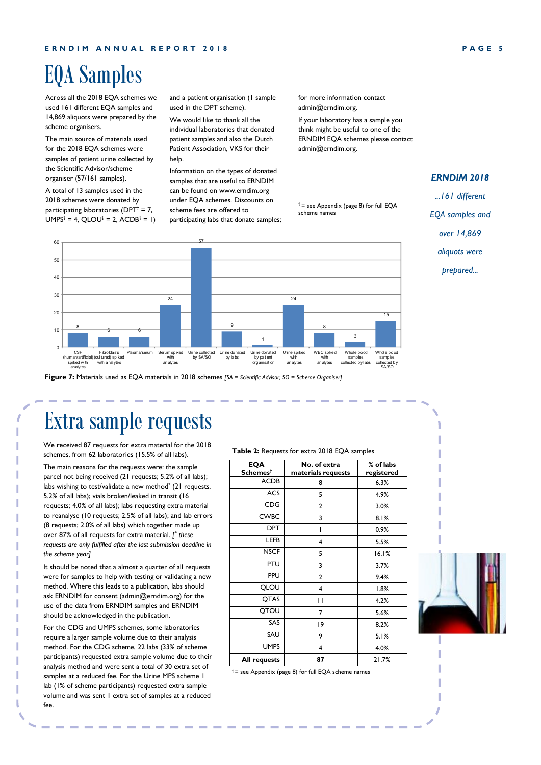# EQA Samples

Across all the 2018 EQA schemes we used 161 different EQA samples and 14,869 aliquots were prepared by the scheme organisers.

The main source of materials used for the 2018 EQA schemes were samples of patient urine collected by the Scientific Advisor/scheme organiser (57/161 samples).

A total of 13 samples used in the 2018 schemes were donated by participating laboratories (DPT† = 7, UMPS† = 4, QLOU† = 2, ACDB† = 1) and a patient organisation (1 sample used in the DPT scheme).

We would like to thank all the individual laboratories that donated patient samples and also the Dutch Patient Association, VKS for their help.

Information on the types of donated samples that are useful to ERNDIM can be found on www.erndim.org under EQA schemes. Discounts on scheme fees are offered to participating labs that donate samples; for more information contact admin@erndim.org.

If your laboratory has a sample you think might be useful to one of the ERNDIM EQA schemes please contact admin@erndim.org.

† = see Appendix (page 8) for full EQA scheme names

*ERNDIM 2018 ...161 different EQA samples and over 14,869 aliquots were prepared...*

| Material | Number of samples |
|---|---|
| CSF (human/artificial) spiked with analytes | 8 |
| Fibroblasts (cultured) spiked with analytes | 6 |
| Plasma/serum | 6 |
| Serum spiked with analytes | 24 |
| Urine collected by SA/SO | 57 |
| Urine donated by labs | 9 |
| Urine donated by patient organisation | 1 |
| Urine spiked with analytes | 24 |
| WBC spiked with analytes | 8 |
| Whole blood samples collected by labs | 3 |
| Whole blood samples collected by SA/SO | 15 |

**Figure 7:** Materials used as EQA materials in 2018 schemes *[SA = Scientific Advisor; SO = Scheme Organiser]*

# Extra sample requests

We received 87 requests for extra material for the 2018 schemes, from 62 laboratories (15.5% of all labs).

The main reasons for the requests were: the sample parcel not being received (21 requests; 5.2% of all labs); labs wishing to test/validate a new method* (21 requests, 5.2% of all labs); vials broken/leaked in transit (16 requests; 4.0% of all labs); labs requesting extra material to reanalyse (10 requests; 2.5% of all labs); and lab errors (8 requests; 2.0% of all labs) which together made up over 87% of all requests for extra material. *[* these requests are only fulfilled after the last submission deadline in the scheme year]*

It should be noted that a almost a quarter of all requests were for samples to help with testing or validating a new method. Where this leads to a publication, labs should ask ERNDIM for consent (admin@erndim.org) for the use of the data from ERNDIM samples and ERNDIM should be acknowledged in the publication.

For the CDG and UMPS schemes, some laboratories require a larger sample volume due to their analysis method. For the CDG scheme, 22 labs (33% of scheme participants) requested extra sample volume due to their analysis method and were sent a total of 30 extra set of samples at a reduced fee. For the Urine MPS scheme 1 lab (1% of scheme participants) requested extra sample volume and was sent 1 extra set of samples at a reduced fee.

**Table 2:** Requests for extra 2018 EQA samples

| EQA Schemes† | No. of extra materials requests | % of labs registered |
|---|---|---|
| ACDB | 8 | 6.3% |
| ACS | 5 | 4.9% |
| CDG | 2 | 3.0% |
| CWBC | 3 | 8.1% |
| DPT | 1 | 0.9% |
| LEFB | 4 | 5.5% |
| NSCF | 5 | 16.1% |
| PTU | 3 | 3.7% |
| PPU | 2 | 9.4% |
| QLOU | 4 | 1.8% |
| QTAS | 11 | 4.2% |
| QTOU | 7 | 5.6% |
| SAS | 19 | 8.2% |
| SAU | 9 | 5.1% |
| UMPS | 4 | 4.0% |
| **All requests** | **87** | 21.7% |

† = see Appendix (page 8) for full EQA scheme names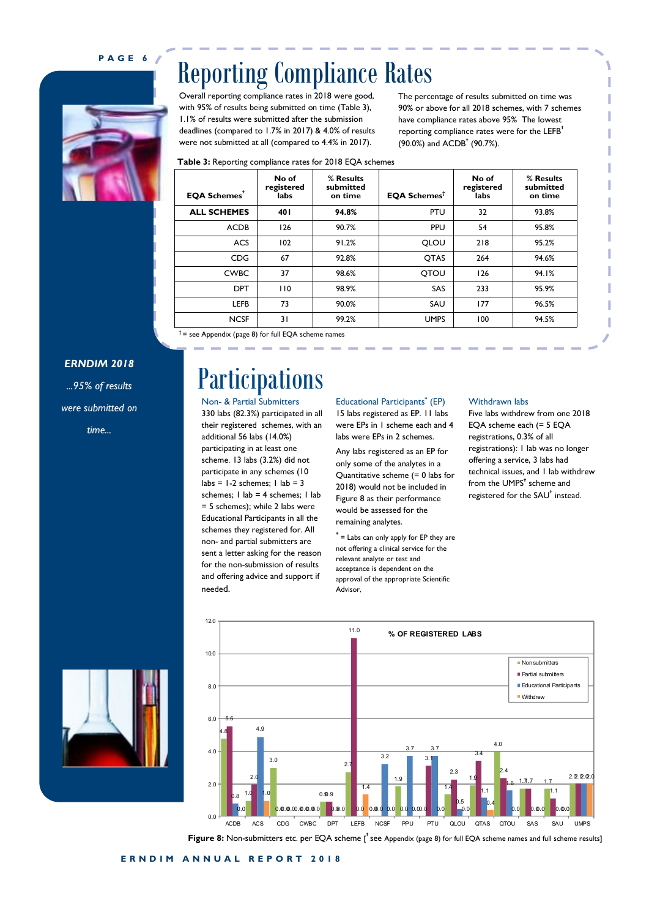# Reporting Compliance Rates

Overall reporting compliance rates in 2018 were good, with 95% of results being submitted on time (Table 3), 1.1% of results were submitted after the submission deadlines (compared to 1.7% in 2017) & 4.0% of results were not submitted at all (compared to 4.4% in 2017).

The percentage of results submitted on time was 90% or above for all 2018 schemes, with 7 schemes have compliance rates above 95% The lowest reporting compliance rates were for the LEFB† (90.0%) and ACDB† (90.7%).

**Table 3:** Reporting compliance rates for 2018 EQA schemes

| EQA Schemes† | No of registered labs | % Results submitted on time | EQA Schemes† | No of registered labs | % Results submitted on time |
|---|---|---|---|---|---|
| **ALL SCHEMES** | **401** | **94.8%** | PTU | 32 | 93.8% |
| ACDB | 126 | 90.7% | PPU | 54 | 95.8% |
| ACS | 102 | 91.2% | QLOU | 218 | 95.2% |
| CDG | 67 | 92.8% | QTAS | 264 | 94.6% |
| CWBC | 37 | 98.6% | QTOU | 126 | 94.1% |
| DPT | 110 | 98.9% | SAS | 233 | 95.9% |
| LEFB | 73 | 90.0% | SAU | 177 | 96.5% |
| NCSF | 31 | 99.2% | UMPS | 100 | 94.5% |

† = see Appendix (page 8) for full EQA scheme names

*ERNDIM 2018*

*...95% of results were submitted on time...*

# Participations

## Non- & Partial Submitters

330 labs (82.3%) participated in all their registered schemes, with an additional 56 labs (14.0%) participating in at least one scheme. 13 labs (3.2%) did not participate in any schemes (10 labs = 1-2 schemes; 1 lab = 3 schemes; 1 lab = 4 schemes; 1 lab = 5 schemes); while 2 labs were Educational Participants in all the schemes they registered for. All non- and partial submitters are sent a letter asking for the reason for the non-submission of results and offering advice and support if needed.

## Educational Participants* (EP)

15 labs registered as EP. 11 labs were EPs in 1 scheme each and 4 labs were EPs in 2 schemes.

Any labs registered as an EP for only some of the analytes in a Quantitative scheme (= 0 labs for 2018) would not be included in Figure 8 as their performance would be assessed for the remaining analytes.

\* = Labs can only apply for EP they are not offering a clinical service for the relevant analyte or test and acceptance is dependent on the approval of the appropriate Scientific Advisor.

## Withdrawn labs

Five labs withdrew from one 2018 EQA scheme each (= 5 EQA registrations, 0.3% of all registrations): 1 lab was no longer offering a service, 3 labs had technical issues, and 1 lab withdrew from the UMPS† scheme and registered for the SAU† instead.

**Figure 8:** Non-submitters etc. per EQA scheme [† see Appendix (page 8) for full EQA scheme names and full scheme results]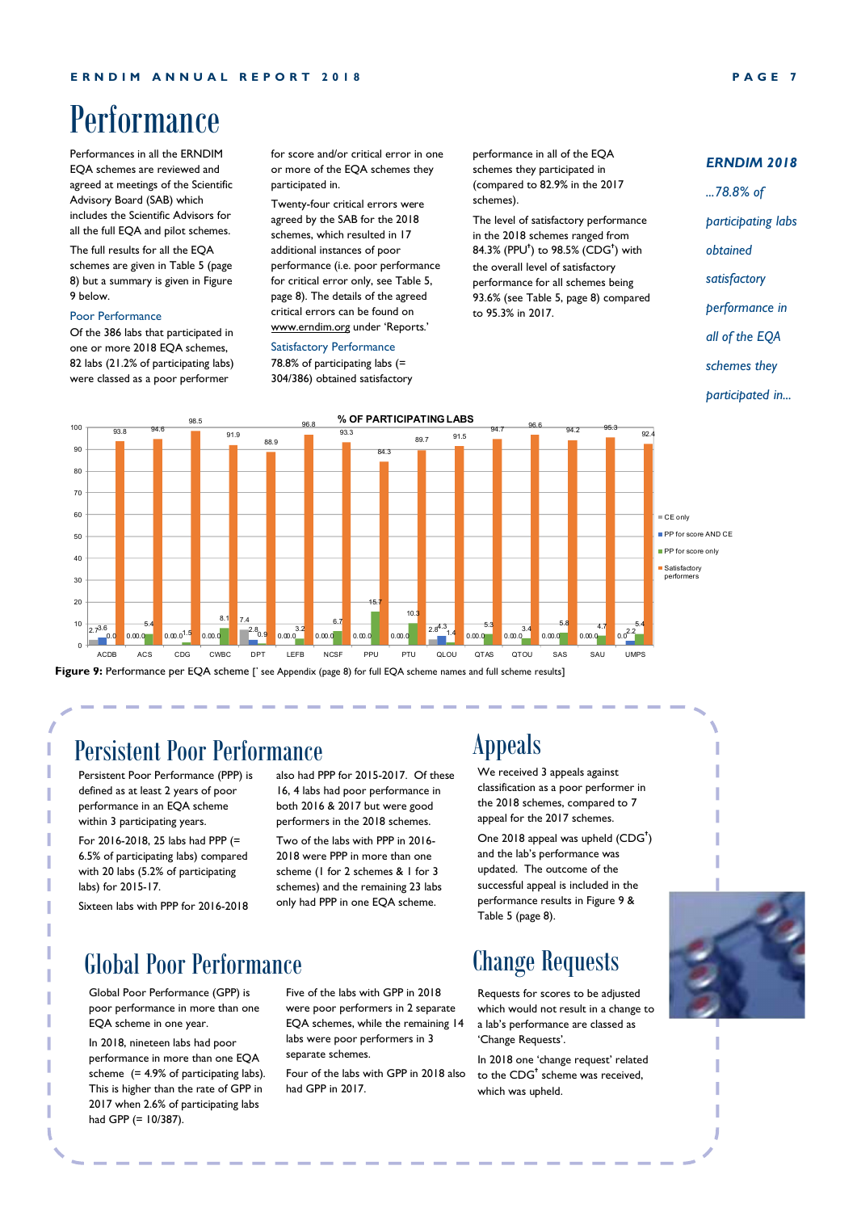# Performance

Performances in all the ERNDIM EQA schemes are reviewed and agreed at meetings of the Scientific Advisory Board (SAB) which includes the Scientific Advisors for all the full EQA and pilot schemes.

The full results for all the EQA schemes are given in Table 5 (page 8) but a summary is given in Figure 9 below.

### Poor Performance

Of the 386 labs that participated in one or more 2018 EQA schemes, 82 labs (21.2% of participating labs) were classed as a poor performer for score and/or critical error in one or more of the EQA schemes they participated in.

Twenty-four critical errors were agreed by the SAB for the 2018 schemes, which resulted in 17 additional instances of poor performance (i.e. poor performance for critical error only, see Table 5, page 8). The details of the agreed critical errors can be found on www.erndim.org under 'Reports.'

### Satisfactory Performance

78.8% of participating labs (= 304/386) obtained satisfactory performance in all of the EQA schemes they participated in (compared to 82.9% in the 2017 schemes).

The level of satisfactory performance in the 2018 schemes ranged from 84.3% (PPU[†]) to 98.5% (CDG[†]) with the overall level of satisfactory performance for all schemes being 93.6% (see Table 5, page 8) compared to 95.3% in 2017.

*ERNDIM 2018 ...78.8% of participating labs obtained satisfactory performance in all of the EQA schemes they participated in...*

**% OF PARTICIPATING LABS**

| Scheme | CE only | PP for score AND CE | PP for score only | Satisfactory performers |
|---|---|---|---|---|
| ACDB | 2.7 | 3.6 | 0.0 | 93.8 |
| ACS | 0.0 | 0.0 | 5.4 | 94.6 |
| CDG | 0.0 | 0.0 | 1.5 | 98.5 |
| CWBC | 0.0 | 0.0 | 8.1 | 91.9 |
| DPT | 7.4 | 2.8 | 0.9 | 88.9 |
| LEFB | 0.0 | 0.0 | 3.2 | 96.8 |
| NCSF | 0.0 | 0.0 | 6.7 | 93.3 |
| PPU | 0.0 | 0.0 | 15.7 | 84.3 |
| PTU | 0.0 | 0.0 | 10.3 | 89.7 |
| QLOU | 2.8 | 4.3 | 1.4 | 91.5 |
| QTAS | 0.0 | 0.0 | 5.3 | 94.7 |
| QTOU | 0.0 | 0.0 | 3.4 | 96.6 |
| SAS | 0.0 | 0.0 | 5.8 | 94.2 |
| SAU | 0.0 | 0.0 | 4.7 | 95.3 |
| UMPS | 0.0 | 2.2 | 5.4 | 92.4 |

**Figure 9:** Performance per EQA scheme [† see Appendix (page 8) for full EQA scheme names and full scheme results]

# Persistent Poor Performance

Persistent Poor Performance (PPP) is defined as at least 2 years of poor performance in an EQA scheme within 3 participating years.

For 2016-2018, 25 labs had PPP (= 6.5% of participating labs) compared with 20 labs (5.2% of participating labs) for 2015-17.

Sixteen labs with PPP for 2016-2018 also had PPP for 2015-2017. Of these 16, 4 labs had poor performance in both 2016 & 2017 but were good performers in the 2018 schemes.

Two of the labs with PPP in 2016-2018 were PPP in more than one scheme (1 for 2 schemes & 1 for 3 schemes) and the remaining 23 labs only had PPP in one EQA scheme.

# Global Poor Performance

Global Poor Performance (GPP) is poor performance in more than one EQA scheme in one year.

In 2018, nineteen labs had poor performance in more than one EQA scheme (= 4.9% of participating labs). This is higher than the rate of GPP in 2017 when 2.6% of participating labs had GPP (= 10/387).

Five of the labs with GPP in 2018 were poor performers in 2 separate EQA schemes, while the remaining 14 labs were poor performers in 3 separate schemes.

Four of the labs with GPP in 2018 also had GPP in 2017.

# Appeals

We received 3 appeals against classification as a poor performer in the 2018 schemes, compared to 7 appeal for the 2017 schemes.

One 2018 appeal was upheld (CDG[†]) and the lab's performance was updated. The outcome of the successful appeal is included in the performance results in Figure 9 & Table 5 (page 8).

# Change Requests

Requests for scores to be adjusted which would not result in a change to a lab's performance are classed as 'Change Requests'.

In 2018 one 'change request' related to the CDG[†] scheme was received, which was upheld.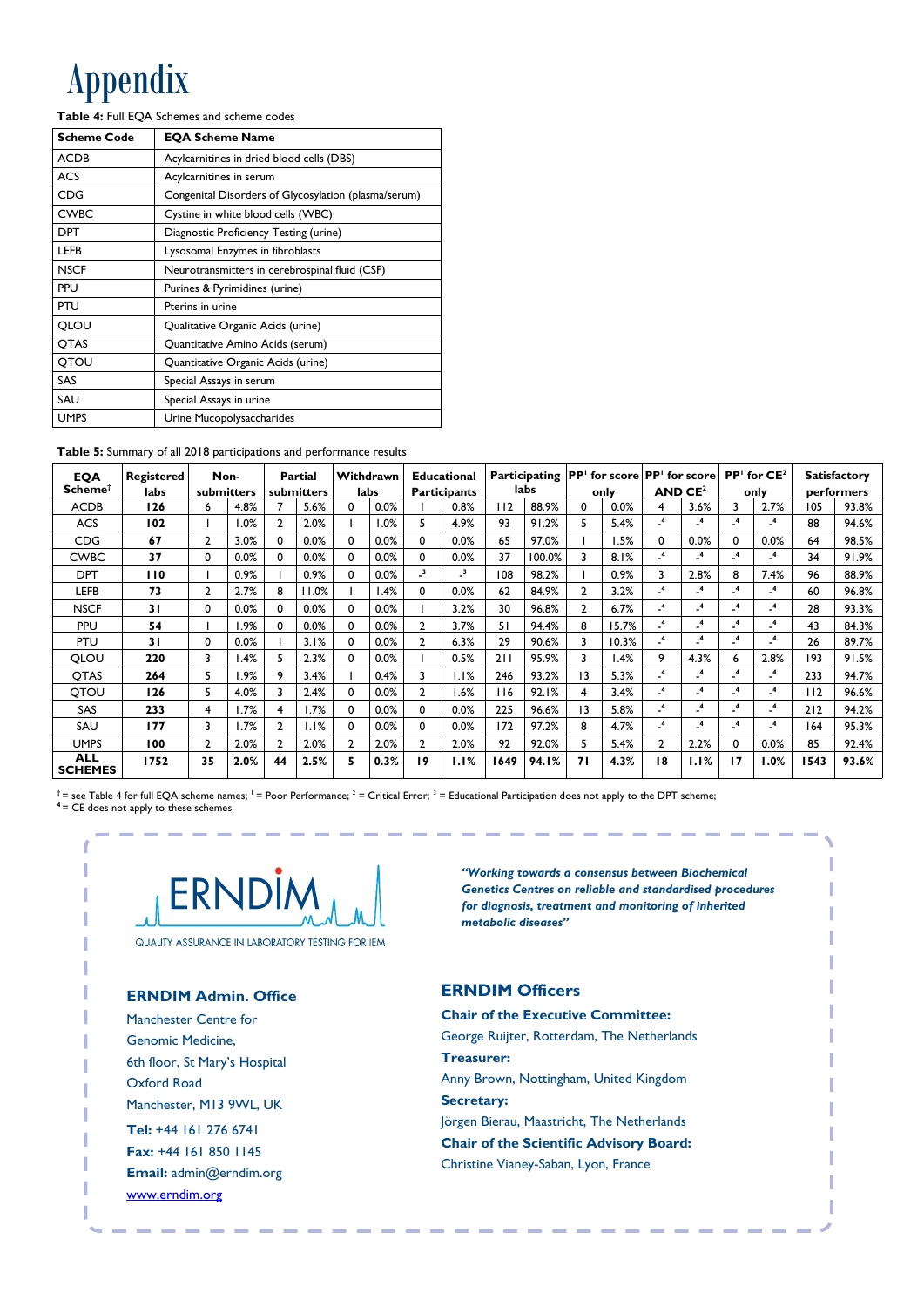# Appendix

**Table 4:** Full EQA Schemes and scheme codes

| Scheme Code | EQA Scheme Name |
|---|---|
| ACDB | Acylcarnitines in dried blood cells (DBS) |
| ACS | Acylcarnitines in serum |
| CDG | Congenital Disorders of Glycosylation (plasma/serum) |
| CWBC | Cystine in white blood cells (WBC) |
| DPT | Diagnostic Proficiency Testing (urine) |
| LEFB | Lysosomal Enzymes in fibroblasts |
| NSCF | Neurotransmitters in cerebrospinal fluid (CSF) |
| PPU | Purines & Pyrimidines (urine) |
| PTU | Pterins in urine |
| QLOU | Qualitative Organic Acids (urine) |
| QTAS | Quantitative Amino Acids (serum) |
| QTOU | Quantitative Organic Acids (urine) |
| SAS | Special Assays in serum |
| SAU | Special Assays in urine |
| UMPS | Urine Mucopolysaccharides |

**Table 5:** Summary of all 2018 participations and performance results

| EQA Scheme† | Registered labs | Non-submitters | | Partial submitters | | Withdrawn labs | | Educational Participants | | Participating labs | | PP[1] for score only | | PP[1] for score AND CE[2] | | PP[1] for CE[2] only | | Satisfactory performers | |
|---|---|---|---|---|---|---|---|---|---|---|---|---|---|---|---|---|---|---|---|
| ACDB | **126** | 6 | 4.8% | 7 | 5.6% | 0 | 0.0% | 1 | 0.8% | 112 | 88.9% | 0 | 0.0% | 4 | 3.6% | 3 | 2.7% | 105 | 93.8% |
| ACS | **102** | 1 | 1.0% | 2 | 2.0% | 1 | 1.0% | 5 | 4.9% | 93 | 91.2% | 5 | 5.4% | -[4] | -[4] | -[4] | -[4] | 88 | 94.6% |
| CDG | **67** | 2 | 3.0% | 0 | 0.0% | 0 | 0.0% | 0 | 0.0% | 65 | 97.0% | 1 | 1.5% | 0 | 0.0% | 0 | 0.0% | 64 | 98.5% |
| CWBC | **37** | 0 | 0.0% | 0 | 0.0% | 0 | 0.0% | 0 | 0.0% | 37 | 100.0% | 3 | 8.1% | -[4] | -[4] | -[4] | -[4] | 34 | 91.9% |
| DPT | **110** | 1 | 0.9% | 1 | 0.9% | 0 | 0.0% | -[3] | -[3] | 108 | 98.2% | 1 | 0.9% | 3 | 2.8% | 8 | 7.4% | 96 | 88.9% |
| LEFB | **73** | 2 | 2.7% | 8 | 11.0% | 1 | 1.4% | 0 | 0.0% | 62 | 84.9% | 2 | 3.2% | -[4] | -[4] | -[4] | -[4] | 60 | 96.8% |
| NSCF | **31** | 0 | 0.0% | 0 | 0.0% | 0 | 0.0% | 1 | 3.2% | 30 | 96.8% | 2 | 6.7% | -[4] | -[4] | -[4] | -[4] | 28 | 93.3% |
| PPU | **54** | 1 | 1.9% | 0 | 0.0% | 0 | 0.0% | 2 | 3.7% | 51 | 94.4% | 8 | 15.7% | -[4] | -[4] | -[4] | -[4] | 43 | 84.3% |
| PTU | **31** | 0 | 0.0% | 1 | 3.1% | 0 | 0.0% | 2 | 6.3% | 29 | 90.6% | 3 | 10.3% | -[4] | -[4] | -[4] | -[4] | 26 | 89.7% |
| QLOU | **220** | 3 | 1.4% | 5 | 2.3% | 0 | 0.0% | 1 | 0.5% | 211 | 95.9% | 3 | 1.4% | 9 | 4.3% | 6 | 2.8% | 193 | 91.5% |
| QTAS | **264** | 5 | 1.9% | 9 | 3.4% | 1 | 0.4% | 3 | 1.1% | 246 | 93.2% | 13 | 5.3% | -[4] | -[4] | -[4] | -[4] | 233 | 94.7% |
| QTOU | **126** | 5 | 4.0% | 3 | 2.4% | 0 | 0.0% | 2 | 1.6% | 116 | 92.1% | 4 | 3.4% | -[4] | -[4] | -[4] | -[4] | 112 | 96.6% |
| SAS | **233** | 4 | 1.7% | 4 | 1.7% | 0 | 0.0% | 0 | 0.0% | 225 | 96.6% | 13 | 5.8% | -[4] | -[4] | -[4] | -[4] | 212 | 94.2% |
| SAU | **177** | 3 | 1.7% | 2 | 1.1% | 0 | 0.0% | 0 | 0.0% | 172 | 97.2% | 8 | 4.7% | -[4] | -[4] | -[4] | -[4] | 164 | 95.3% |
| UMPS | **100** | 2 | 2.0% | 2 | 2.0% | 2 | 2.0% | 2 | 2.0% | 92 | 92.0% | 5 | 5.4% | 2 | 2.2% | 0 | 0.0% | 85 | 92.4% |
| **ALL SCHEMES** | **1752** | **35** | **2.0%** | **44** | **2.5%** | **5** | **0.3%** | **19** | **1.1%** | **1649** | **94.1%** | **71** | **4.3%** | **18** | **1.1%** | **17** | **1.0%** | **1543** | **93.6%** |

† = see Table 4 for full EQA scheme names; [1] = Poor Performance; [2] = Critical Error; [3] = Educational Participation does not apply to the DPT scheme;
[4] = CE does not apply to these schemes

ERNDIM

QUALITY ASSURANCE IN LABORATORY TESTING FOR IEM

*"Working towards a consensus between Biochemical Genetics Centres on reliable and standardised procedures for diagnosis, treatment and monitoring of inherited metabolic diseases"*

### ERNDIM Admin. Office

Manchester Centre for Genomic Medicine,
6th floor, St Mary's Hospital
Oxford Road
Manchester, M13 9WL, UK

**Tel:** +44 161 276 6741
**Fax:** +44 161 850 1145
**Email:** admin@erndim.org
www.erndim.org

### ERNDIM Officers

**Chair of the Executive Committee:**
George Ruijter, Rotterdam, The Netherlands

**Treasurer:**
Anny Brown, Nottingham, United Kingdom

**Secretary:**
Jörgen Bierau, Maastricht, The Netherlands

**Chair of the Scientific Advisory Board:**
Christine Vianey-Saban, Lyon, France